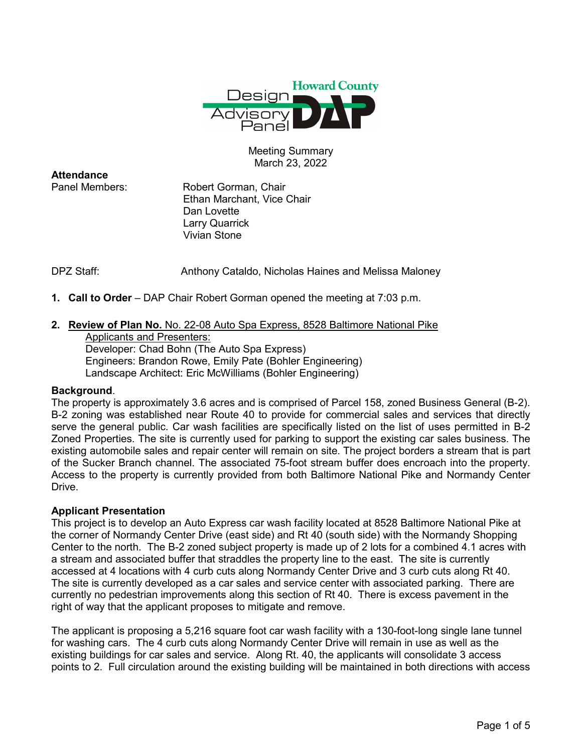Meeting Summary
March 23, 2022

**Attendance**

Panel Members: Robert Gorman, Chair
Ethan Marchant, Vice Chair
Dan Lovette
Larry Quarrick
Vivian Stone

DPZ Staff: Anthony Cataldo, Nicholas Haines and Melissa Maloney

1. **Call to Order** – DAP Chair Robert Gorman opened the meeting at 7:03 p.m.

2. **Review of Plan No.** No. 22-08 Auto Spa Express, 8528 Baltimore National Pike
   Applicants and Presenters:
   Developer: Chad Bohn (The Auto Spa Express)
   Engineers: Brandon Rowe, Emily Pate (Bohler Engineering)
   Landscape Architect: Eric McWilliams (Bohler Engineering)

**Background**.
The property is approximately 3.6 acres and is comprised of Parcel 158, zoned Business General (B-2). B-2 zoning was established near Route 40 to provide for commercial sales and services that directly serve the general public. Car wash facilities are specifically listed on the list of uses permitted in B-2 Zoned Properties. The site is currently used for parking to support the existing car sales business. The existing automobile sales and repair center will remain on site. The project borders a stream that is part of the Sucker Branch channel. The associated 75-foot stream buffer does encroach into the property. Access to the property is currently provided from both Baltimore National Pike and Normandy Center Drive.

**Applicant Presentation**
This project is to develop an Auto Express car wash facility located at 8528 Baltimore National Pike at the corner of Normandy Center Drive (east side) and Rt 40 (south side) with the Normandy Shopping Center to the north. The B-2 zoned subject property is made up of 2 lots for a combined 4.1 acres with a stream and associated buffer that straddles the property line to the east. The site is currently accessed at 4 locations with 4 curb cuts along Normandy Center Drive and 3 curb cuts along Rt 40. The site is currently developed as a car sales and service center with associated parking. There are currently no pedestrian improvements along this section of Rt 40. There is excess pavement in the right of way that the applicant proposes to mitigate and remove.

The applicant is proposing a 5,216 square foot car wash facility with a 130-foot-long single lane tunnel for washing cars. The 4 curb cuts along Normandy Center Drive will remain in use as well as the existing buildings for car sales and service. Along Rt. 40, the applicants will consolidate 3 access points to 2. Full circulation around the existing building will be maintained in both directions with access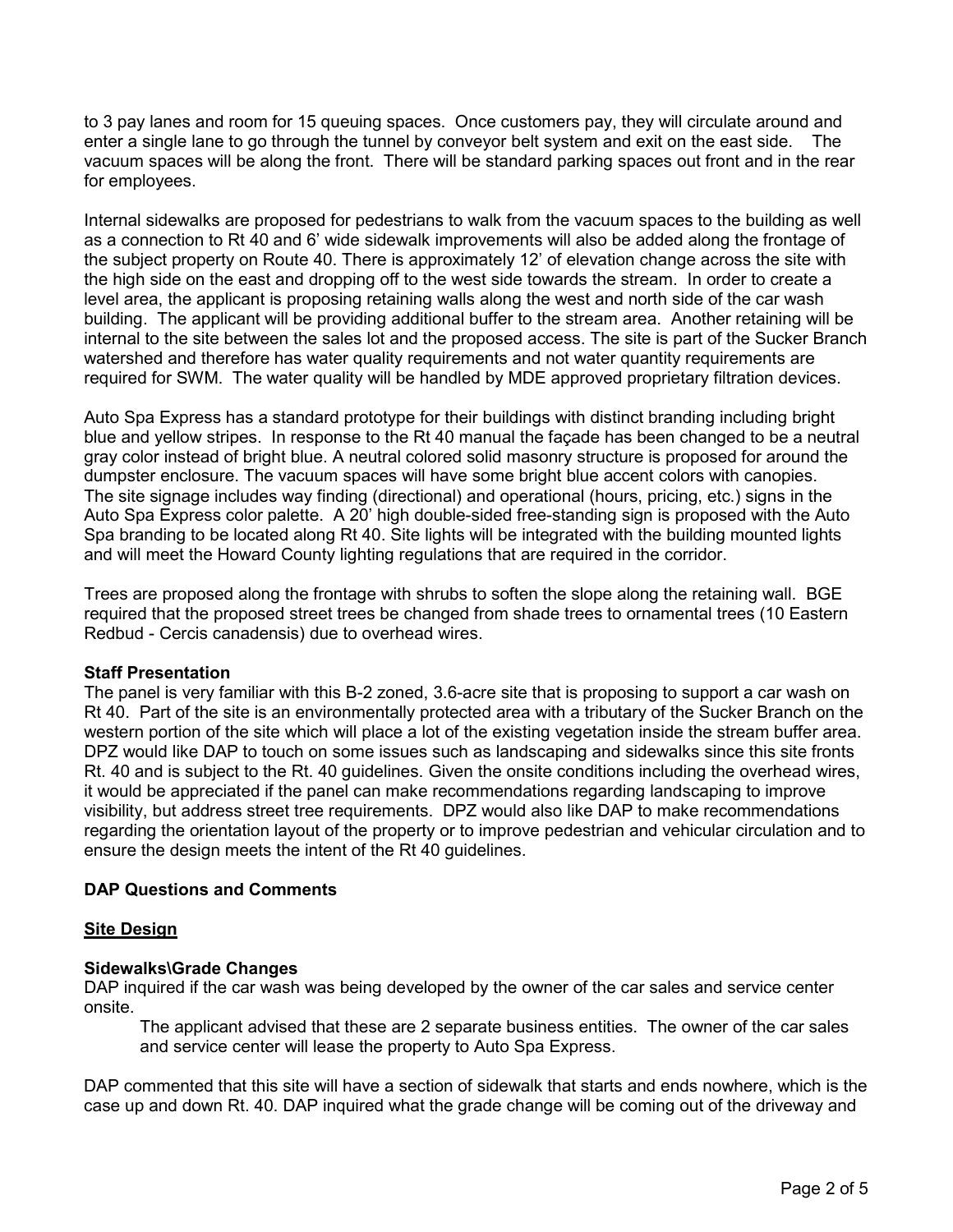to 3 pay lanes and room for 15 queuing spaces. Once customers pay, they will circulate around and enter a single lane to go through the tunnel by conveyor belt system and exit on the east side. The vacuum spaces will be along the front. There will be standard parking spaces out front and in the rear for employees.

Internal sidewalks are proposed for pedestrians to walk from the vacuum spaces to the building as well as a connection to Rt 40 and 6' wide sidewalk improvements will also be added along the frontage of the subject property on Route 40. There is approximately 12' of elevation change across the site with the high side on the east and dropping off to the west side towards the stream. In order to create a level area, the applicant is proposing retaining walls along the west and north side of the car wash building. The applicant will be providing additional buffer to the stream area. Another retaining will be internal to the site between the sales lot and the proposed access. The site is part of the Sucker Branch watershed and therefore has water quality requirements and not water quantity requirements are required for SWM. The water quality will be handled by MDE approved proprietary filtration devices.

Auto Spa Express has a standard prototype for their buildings with distinct branding including bright blue and yellow stripes. In response to the Rt 40 manual the façade has been changed to be a neutral gray color instead of bright blue. A neutral colored solid masonry structure is proposed for around the dumpster enclosure. The vacuum spaces will have some bright blue accent colors with canopies. The site signage includes way finding (directional) and operational (hours, pricing, etc.) signs in the Auto Spa Express color palette. A 20' high double-sided free-standing sign is proposed with the Auto Spa branding to be located along Rt 40. Site lights will be integrated with the building mounted lights and will meet the Howard County lighting regulations that are required in the corridor.

Trees are proposed along the frontage with shrubs to soften the slope along the retaining wall. BGE required that the proposed street trees be changed from shade trees to ornamental trees (10 Eastern Redbud - Cercis canadensis) due to overhead wires.

**Staff Presentation**

The panel is very familiar with this B-2 zoned, 3.6-acre site that is proposing to support a car wash on Rt 40. Part of the site is an environmentally protected area with a tributary of the Sucker Branch on the western portion of the site which will place a lot of the existing vegetation inside the stream buffer area. DPZ would like DAP to touch on some issues such as landscaping and sidewalks since this site fronts Rt. 40 and is subject to the Rt. 40 guidelines. Given the onsite conditions including the overhead wires, it would be appreciated if the panel can make recommendations regarding landscaping to improve visibility, but address street tree requirements. DPZ would also like DAP to make recommendations regarding the orientation layout of the property or to improve pedestrian and vehicular circulation and to ensure the design meets the intent of the Rt 40 guidelines.

**DAP Questions and Comments**

**Site Design**

**Sidewalks\Grade Changes**

DAP inquired if the car wash was being developed by the owner of the car sales and service center onsite.

> The applicant advised that these are 2 separate business entities. The owner of the car sales and service center will lease the property to Auto Spa Express.

DAP commented that this site will have a section of sidewalk that starts and ends nowhere, which is the case up and down Rt. 40. DAP inquired what the grade change will be coming out of the driveway and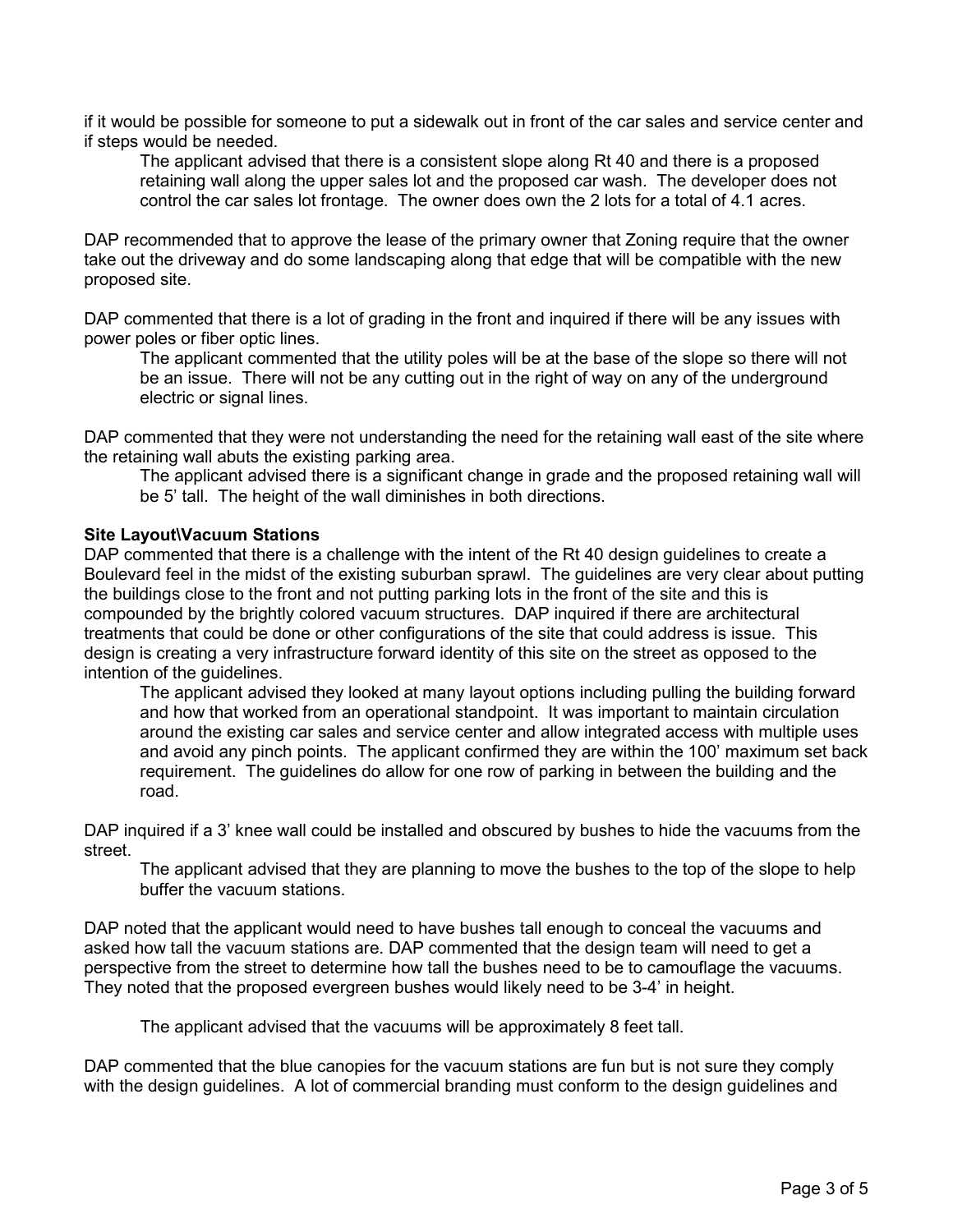if it would be possible for someone to put a sidewalk out in front of the car sales and service center and if steps would be needed.

> The applicant advised that there is a consistent slope along Rt 40 and there is a proposed retaining wall along the upper sales lot and the proposed car wash. The developer does not control the car sales lot frontage. The owner does own the 2 lots for a total of 4.1 acres.

DAP recommended that to approve the lease of the primary owner that Zoning require that the owner take out the driveway and do some landscaping along that edge that will be compatible with the new proposed site.

DAP commented that there is a lot of grading in the front and inquired if there will be any issues with power poles or fiber optic lines.

> The applicant commented that the utility poles will be at the base of the slope so there will not be an issue. There will not be any cutting out in the right of way on any of the underground electric or signal lines.

DAP commented that they were not understanding the need for the retaining wall east of the site where the retaining wall abuts the existing parking area.

> The applicant advised there is a significant change in grade and the proposed retaining wall will be 5' tall. The height of the wall diminishes in both directions.

**Site Layout\Vacuum Stations**

DAP commented that there is a challenge with the intent of the Rt 40 design guidelines to create a Boulevard feel in the midst of the existing suburban sprawl. The guidelines are very clear about putting the buildings close to the front and not putting parking lots in the front of the site and this is compounded by the brightly colored vacuum structures. DAP inquired if there are architectural treatments that could be done or other configurations of the site that could address is issue. This design is creating a very infrastructure forward identity of this site on the street as opposed to the intention of the guidelines.

> The applicant advised they looked at many layout options including pulling the building forward and how that worked from an operational standpoint. It was important to maintain circulation around the existing car sales and service center and allow integrated access with multiple uses and avoid any pinch points. The applicant confirmed they are within the 100' maximum set back requirement. The guidelines do allow for one row of parking in between the building and the road.

DAP inquired if a 3' knee wall could be installed and obscured by bushes to hide the vacuums from the street.

> The applicant advised that they are planning to move the bushes to the top of the slope to help buffer the vacuum stations.

DAP noted that the applicant would need to have bushes tall enough to conceal the vacuums and asked how tall the vacuum stations are. DAP commented that the design team will need to get a perspective from the street to determine how tall the bushes need to be to camouflage the vacuums. They noted that the proposed evergreen bushes would likely need to be 3-4' in height.

> The applicant advised that the vacuums will be approximately 8 feet tall.

DAP commented that the blue canopies for the vacuum stations are fun but is not sure they comply with the design guidelines. A lot of commercial branding must conform to the design guidelines and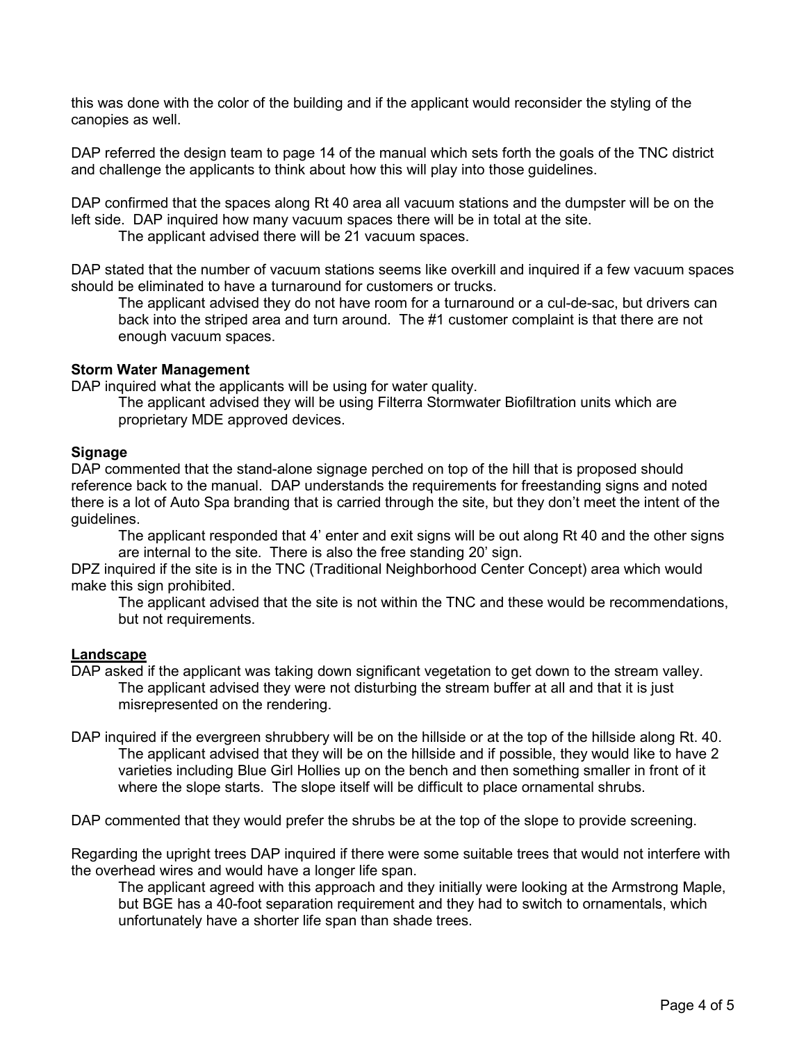this was done with the color of the building and if the applicant would reconsider the styling of the canopies as well.

DAP referred the design team to page 14 of the manual which sets forth the goals of the TNC district and challenge the applicants to think about how this will play into those guidelines.

DAP confirmed that the spaces along Rt 40 area all vacuum stations and the dumpster will be on the left side. DAP inquired how many vacuum spaces there will be in total at the site.

> The applicant advised there will be 21 vacuum spaces.

DAP stated that the number of vacuum stations seems like overkill and inquired if a few vacuum spaces should be eliminated to have a turnaround for customers or trucks.

> The applicant advised they do not have room for a turnaround or a cul-de-sac, but drivers can back into the striped area and turn around. The #1 customer complaint is that there are not enough vacuum spaces.

**Storm Water Management**

DAP inquired what the applicants will be using for water quality.

> The applicant advised they will be using Filterra Stormwater Biofiltration units which are proprietary MDE approved devices.

**Signage**

DAP commented that the stand-alone signage perched on top of the hill that is proposed should reference back to the manual. DAP understands the requirements for freestanding signs and noted there is a lot of Auto Spa branding that is carried through the site, but they don't meet the intent of the guidelines.

> The applicant responded that 4' enter and exit signs will be out along Rt 40 and the other signs are internal to the site. There is also the free standing 20' sign.

DPZ inquired if the site is in the TNC (Traditional Neighborhood Center Concept) area which would make this sign prohibited.

> The applicant advised that the site is not within the TNC and these would be recommendations, but not requirements.

**Landscape**

DAP asked if the applicant was taking down significant vegetation to get down to the stream valley.

> The applicant advised they were not disturbing the stream buffer at all and that it is just misrepresented on the rendering.

DAP inquired if the evergreen shrubbery will be on the hillside or at the top of the hillside along Rt. 40.

> The applicant advised that they will be on the hillside and if possible, they would like to have 2 varieties including Blue Girl Hollies up on the bench and then something smaller in front of it where the slope starts. The slope itself will be difficult to place ornamental shrubs.

DAP commented that they would prefer the shrubs be at the top of the slope to provide screening.

Regarding the upright trees DAP inquired if there were some suitable trees that would not interfere with the overhead wires and would have a longer life span.

> The applicant agreed with this approach and they initially were looking at the Armstrong Maple, but BGE has a 40-foot separation requirement and they had to switch to ornamentals, which unfortunately have a shorter life span than shade trees.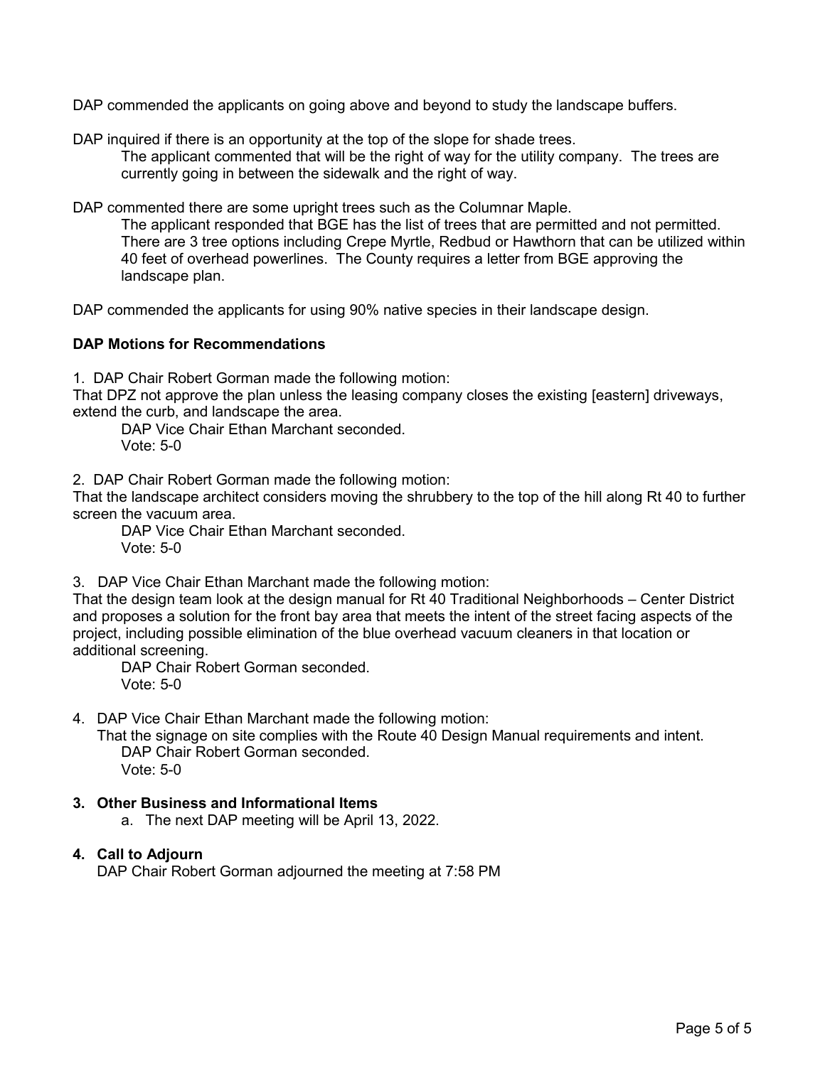DAP commended the applicants on going above and beyond to study the landscape buffers.

DAP inquired if there is an opportunity at the top of the slope for shade trees.

> The applicant commented that will be the right of way for the utility company. The trees are currently going in between the sidewalk and the right of way.

DAP commented there are some upright trees such as the Columnar Maple.

> The applicant responded that BGE has the list of trees that are permitted and not permitted. There are 3 tree options including Crepe Myrtle, Redbud or Hawthorn that can be utilized within 40 feet of overhead powerlines. The County requires a letter from BGE approving the landscape plan.

DAP commended the applicants for using 90% native species in their landscape design.

**DAP Motions for Recommendations**

1. DAP Chair Robert Gorman made the following motion:

That DPZ not approve the plan unless the leasing company closes the existing [eastern] driveways, extend the curb, and landscape the area.

> DAP Vice Chair Ethan Marchant seconded.
> Vote: 5-0

2. DAP Chair Robert Gorman made the following motion:

That the landscape architect considers moving the shrubbery to the top of the hill along Rt 40 to further screen the vacuum area.

> DAP Vice Chair Ethan Marchant seconded.
> Vote: 5-0

3. DAP Vice Chair Ethan Marchant made the following motion:

That the design team look at the design manual for Rt 40 Traditional Neighborhoods – Center District and proposes a solution for the front bay area that meets the intent of the street facing aspects of the project, including possible elimination of the blue overhead vacuum cleaners in that location or additional screening.

> DAP Chair Robert Gorman seconded.
> Vote: 5-0

4. DAP Vice Chair Ethan Marchant made the following motion:

   That the signage on site complies with the Route 40 Design Manual requirements and intent.

   DAP Chair Robert Gorman seconded.

   Vote: 5-0

### 3. Other Business and Informational Items

a. The next DAP meeting will be April 13, 2022.

### 4. Call to Adjourn

DAP Chair Robert Gorman adjourned the meeting at 7:58 PM